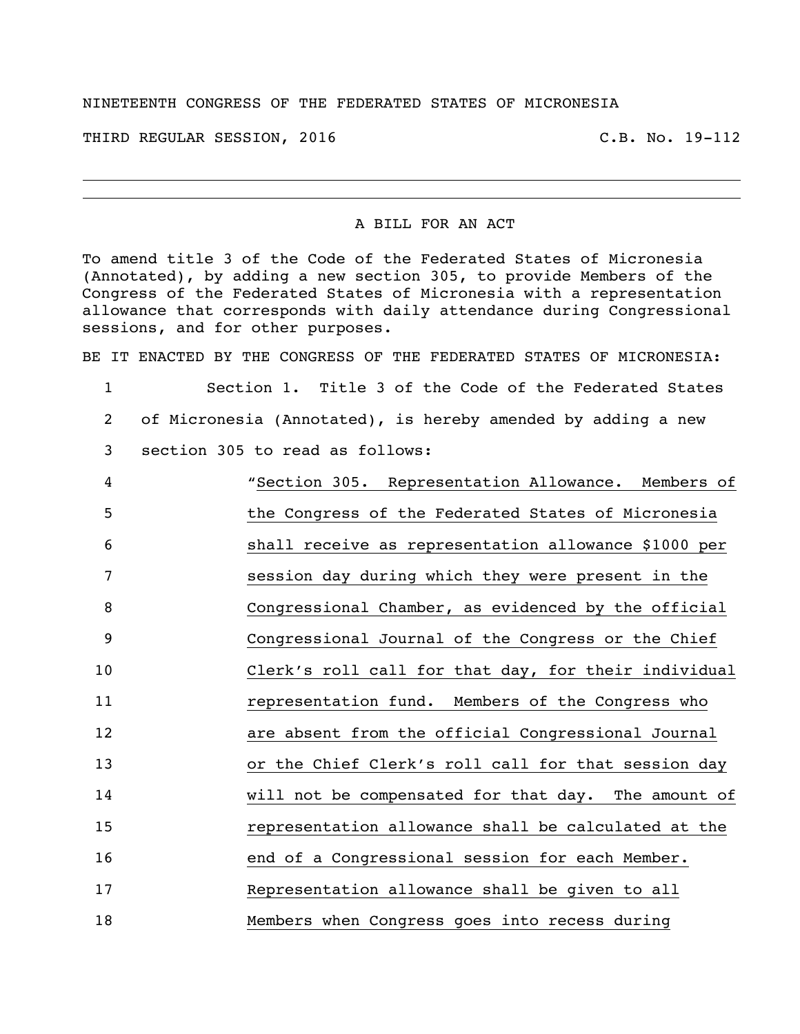NINETEENTH CONGRESS OF THE FEDERATED STATES OF MICRONESIA

THIRD REGULAR SESSION, 2016 C.B. No. 19-112

---

A BILL FOR AN ACT

To amend title 3 of the Code of the Federated States of Micronesia (Annotated), by adding a new section 305, to provide Members of the Congress of the Federated States of Micronesia with a representation allowance that corresponds with daily attendance during Congressional sessions, and for other purposes.

BE IT ENACTED BY THE CONGRESS OF THE FEDERATED STATES OF MICRONESIA:

1 Section 1. Title 3 of the Code of the Federated States
2 of Micronesia (Annotated), is hereby amended by adding a new
3 section 305 to read as follows:

4 "Section 305. Representation Allowance. Members of
5 the Congress of the Federated States of Micronesia
6 shall receive as representation allowance $1000 per
7 session day during which they were present in the
8 Congressional Chamber, as evidenced by the official
9 Congressional Journal of the Congress or the Chief
10 Clerk's roll call for that day, for their individual
11 representation fund. Members of the Congress who
12 are absent from the official Congressional Journal
13 or the Chief Clerk's roll call for that session day
14 will not be compensated for that day. The amount of
15 representation allowance shall be calculated at the
16 end of a Congressional session for each Member.
17 Representation allowance shall be given to all
18 Members when Congress goes into recess during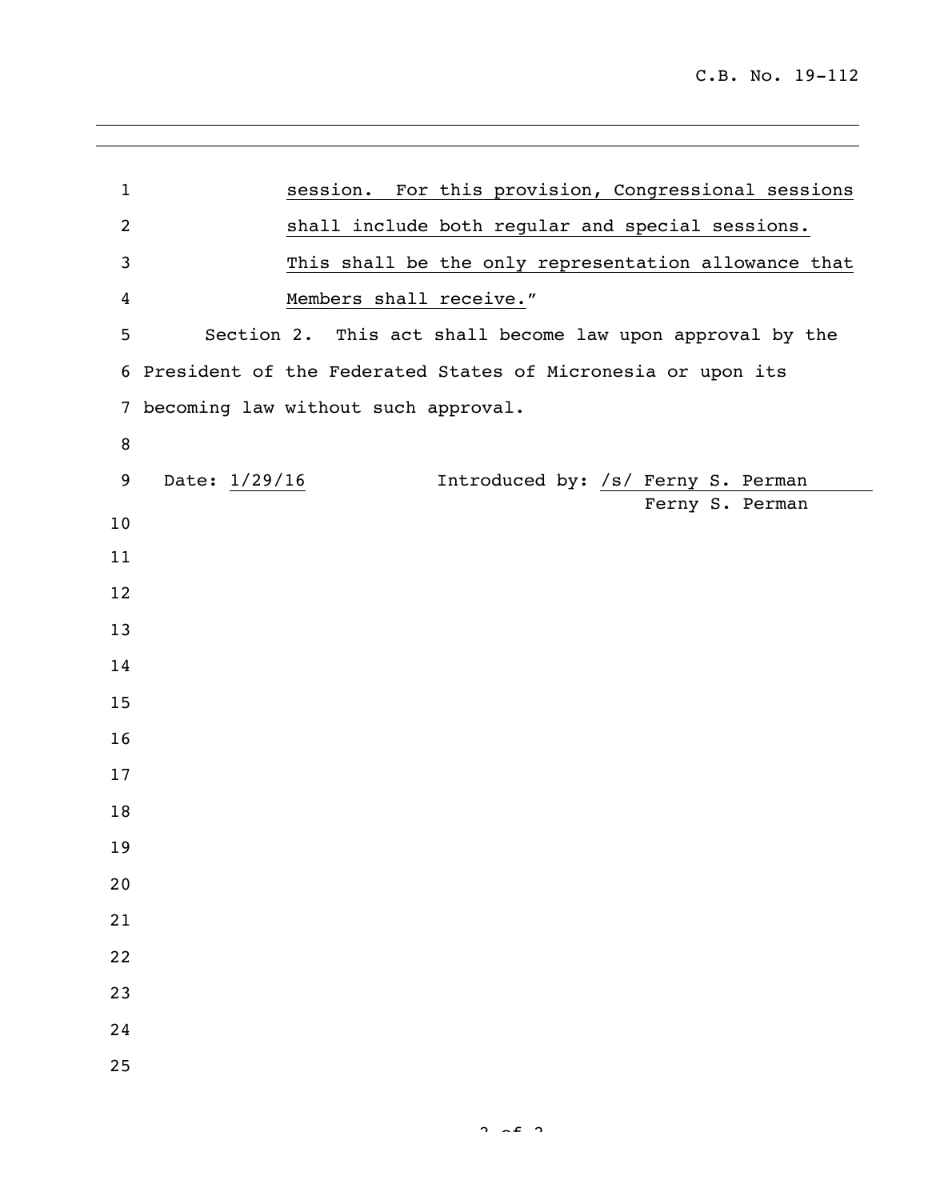session. For this provision, Congressional sessions shall include both regular and special sessions. This shall be the only representation allowance that Members shall receive."

Section 2. This act shall become law upon approval by the President of the Federated States of Micronesia or upon its becoming law without such approval.

Date: 1/29/16

Introduced by: /s/ Ferny S. Perman
Ferny S. Perman